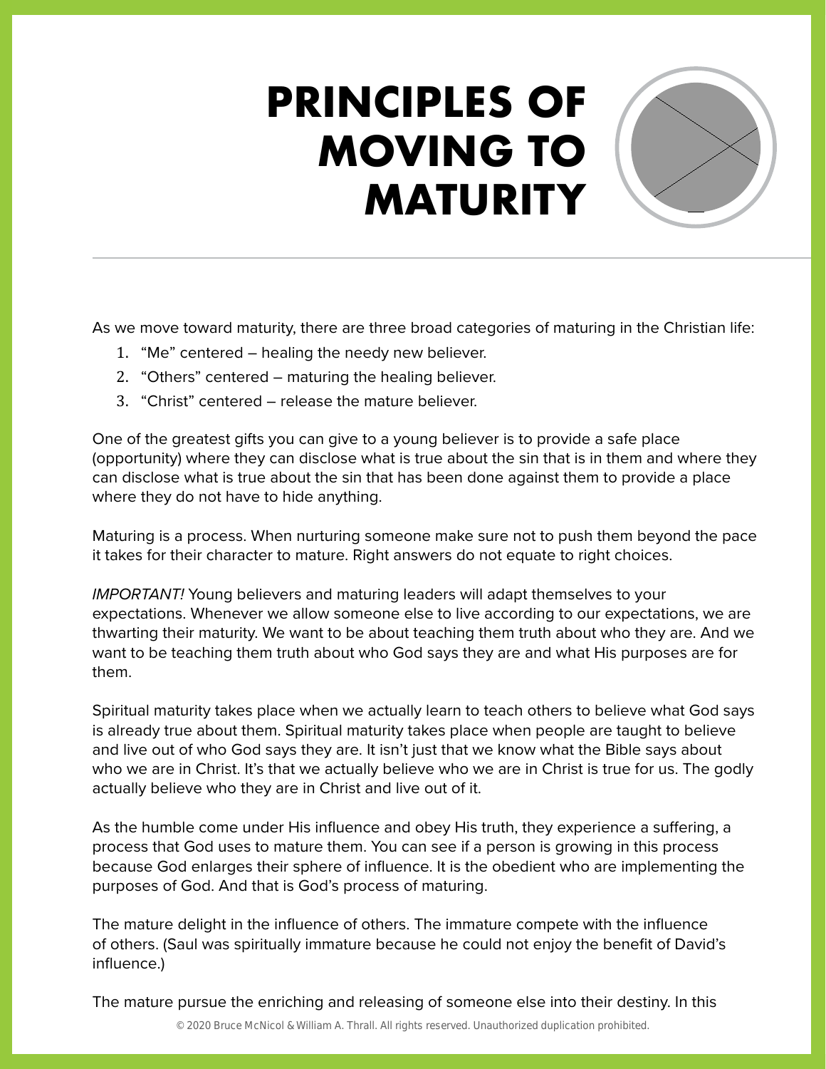# PRINCIPLES OF MOVING TO MATURITY

As we move toward maturity, there are three broad categories of maturing in the Christian life:

1. "Me" centered – healing the needy new believer.
2. "Others" centered – maturing the healing believer.
3. "Christ" centered – release the mature believer.

One of the greatest gifts you can give to a young believer is to provide a safe place (opportunity) where they can disclose what is true about the sin that is in them and where they can disclose what is true about the sin that has been done against them to provide a place where they do not have to hide anything.

Maturing is a process. When nurturing someone make sure not to push them beyond the pace it takes for their character to mature. Right answers do not equate to right choices.

*IMPORTANT!* Young believers and maturing leaders will adapt themselves to your expectations. Whenever we allow someone else to live according to our expectations, we are thwarting their maturity. We want to be about teaching them truth about who they are. And we want to be teaching them truth about who God says they are and what His purposes are for them.

Spiritual maturity takes place when we actually learn to teach others to believe what God says is already true about them. Spiritual maturity takes place when people are taught to believe and live out of who God says they are. It isn't just that we know what the Bible says about who we are in Christ. It's that we actually believe who we are in Christ is true for us. The godly actually believe who they are in Christ and live out of it.

As the humble come under His influence and obey His truth, they experience a suffering, a process that God uses to mature them. You can see if a person is growing in this process because God enlarges their sphere of influence. It is the obedient who are implementing the purposes of God. And that is God's process of maturing.

The mature delight in the influence of others. The immature compete with the influence of others. (Saul was spiritually immature because he could not enjoy the benefit of David's influence.)

The mature pursue the enriching and releasing of someone else into their destiny. In this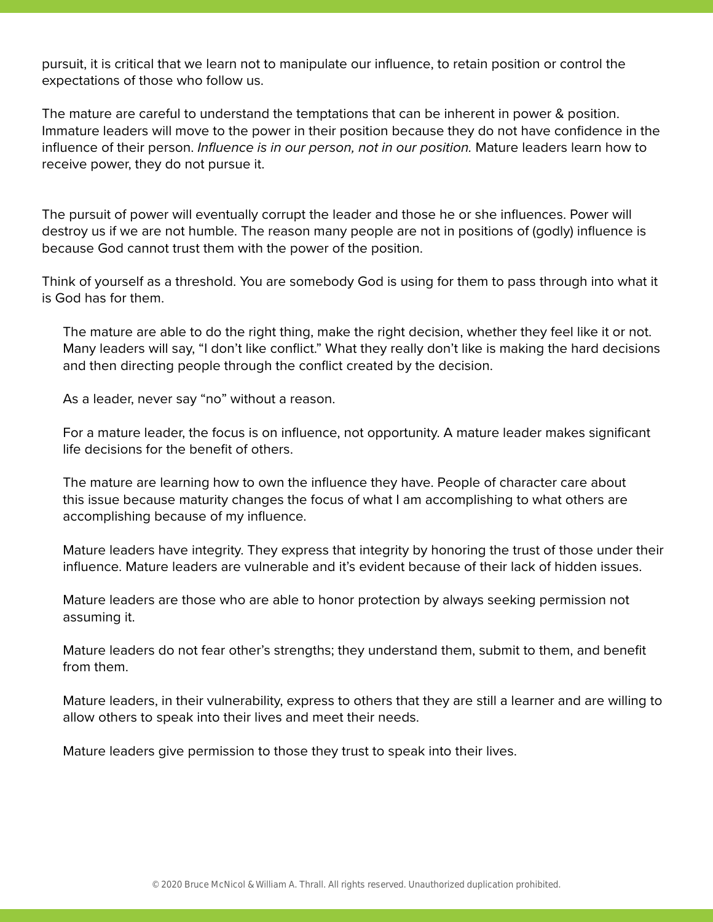pursuit, it is critical that we learn not to manipulate our influence, to retain position or control the expectations of those who follow us.

The mature are careful to understand the temptations that can be inherent in power & position. Immature leaders will move to the power in their position because they do not have confidence in the influence of their person. *Influence is in our person, not in our position.* Mature leaders learn how to receive power, they do not pursue it.

The pursuit of power will eventually corrupt the leader and those he or she influences. Power will destroy us if we are not humble. The reason many people are not in positions of (godly) influence is because God cannot trust them with the power of the position.

Think of yourself as a threshold. You are somebody God is using for them to pass through into what it is God has for them.

> The mature are able to do the right thing, make the right decision, whether they feel like it or not. Many leaders will say, “I don’t like conflict.” What they really don’t like is making the hard decisions and then directing people through the conflict created by the decision.
>
> As a leader, never say “no” without a reason.
>
> For a mature leader, the focus is on influence, not opportunity. A mature leader makes significant life decisions for the benefit of others.
>
> The mature are learning how to own the influence they have. People of character care about this issue because maturity changes the focus of what I am accomplishing to what others are accomplishing because of my influence.
>
> Mature leaders have integrity. They express that integrity by honoring the trust of those under their influence. Mature leaders are vulnerable and it’s evident because of their lack of hidden issues.
>
> Mature leaders are those who are able to honor protection by always seeking permission not assuming it.
>
> Mature leaders do not fear other’s strengths; they understand them, submit to them, and benefit from them.
>
> Mature leaders, in their vulnerability, express to others that they are still a learner and are willing to allow others to speak into their lives and meet their needs.
>
> Mature leaders give permission to those they trust to speak into their lives.